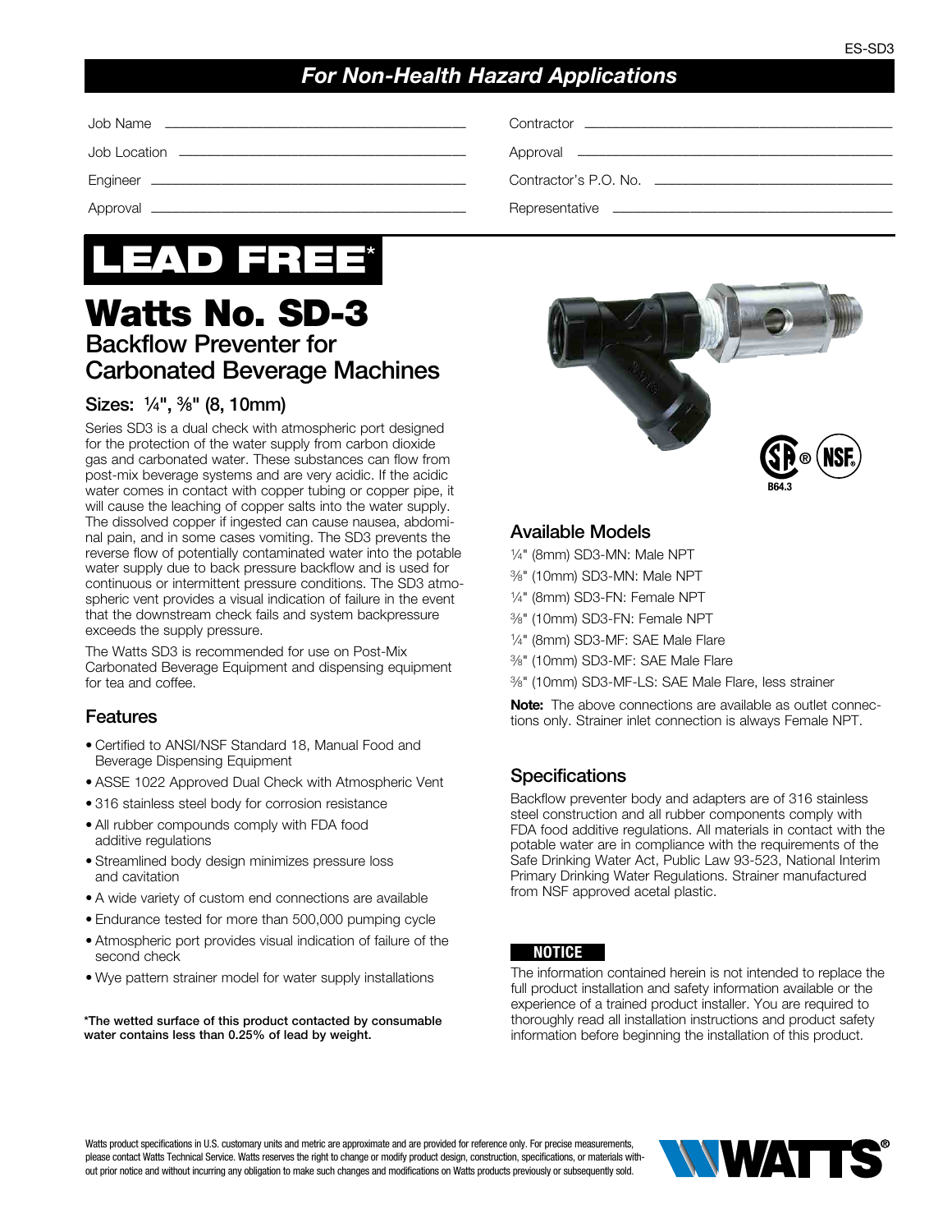## *For Non-Health Hazard Applications*

Job Name ______________________ Contractor ______________________

Job Location ______________________ Approval ______________________

Engineer ______________________ Contractor's P.O. No. ______________________

Approval ______________________ Representative ______________________

**LEAD FREE***

# Watts No. SD-3

## Backflow Preventer for Carbonated Beverage Machines

### Sizes: ¼", ⅜" (8, 10mm)

Series SD3 is a dual check with atmospheric port designed for the protection of the water supply from carbon dioxide gas and carbonated water. These substances can flow from post-mix beverage systems and are very acidic. If the acidic water comes in contact with copper tubing or copper pipe, it will cause the leaching of copper salts into the water supply. The dissolved copper if ingested can cause nausea, abdominal pain, and in some cases vomiting. The SD3 prevents the reverse flow of potentially contaminated water into the potable water supply due to back pressure backflow and is used for continuous or intermittent pressure conditions. The SD3 atmospheric vent provides a visual indication of failure in the event that the downstream check fails and system backpressure exceeds the supply pressure.

The Watts SD3 is recommended for use on Post-Mix Carbonated Beverage Equipment and dispensing equipment for tea and coffee.

### Features

- Certified to ANSI/NSF Standard 18, Manual Food and Beverage Dispensing Equipment
- ASSE 1022 Approved Dual Check with Atmospheric Vent
- 316 stainless steel body for corrosion resistance
- All rubber compounds comply with FDA food additive regulations
- Streamlined body design minimizes pressure loss and cavitation
- A wide variety of custom end connections are available
- Endurance tested for more than 500,000 pumping cycle
- Atmospheric port provides visual indication of failure of the second check
- Wye pattern strainer model for water supply installations

**\*The wetted surface of this product contacted by consumable water contains less than 0.25% of lead by weight.**

B64.3

### Available Models

¼" (8mm) SD3-MN: Male NPT

⅜" (10mm) SD3-MN: Male NPT

¼" (8mm) SD3-FN: Female NPT

⅜" (10mm) SD3-FN: Female NPT

¼" (8mm) SD3-MF: SAE Male Flare

⅜" (10mm) SD3-MF: SAE Male Flare

⅜" (10mm) SD3-MF-LS: SAE Male Flare, less strainer

**Note:** The above connections are available as outlet connections only. Strainer inlet connection is always Female NPT.

### Specifications

Backflow preventer body and adapters are of 316 stainless steel construction and all rubber components comply with FDA food additive regulations. All materials in contact with the potable water are in compliance with the requirements of the Safe Drinking Water Act, Public Law 93-523, National Interim Primary Drinking Water Regulations. Strainer manufactured from NSF approved acetal plastic.

**NOTICE**

The information contained herein is not intended to replace the full product installation and safety information available or the experience of a trained product installer. You are required to thoroughly read all installation instructions and product safety information before beginning the installation of this product.

Watts product specifications in U.S. customary units and metric are approximate and are provided for reference only. For precise measurements, please contact Watts Technical Service. Watts reserves the right to change or modify product design, construction, specifications, or materials without prior notice and without incurring any obligation to make such changes and modifications on Watts products previously or subsequently sold.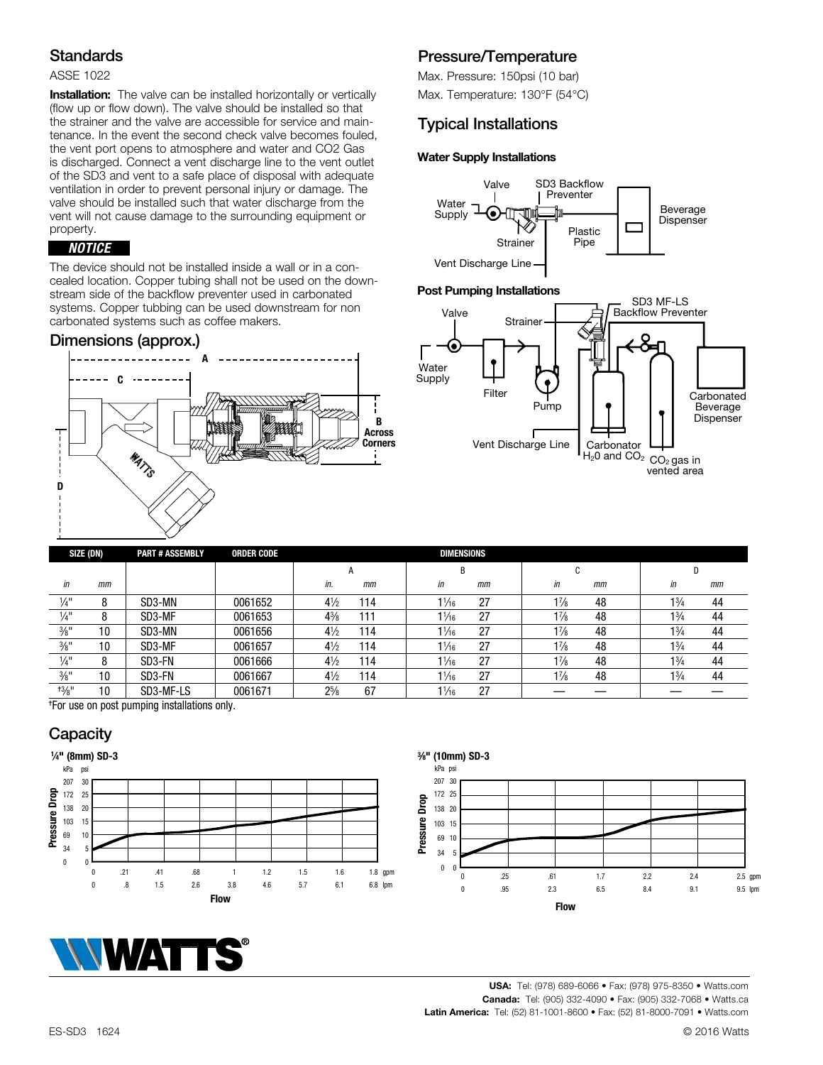## Standards

ASSE 1022

**Installation:** The valve can be installed horizontally or vertically (flow up or flow down). The valve should be installed so that the strainer and the valve are accessible for service and maintenance. In the event the second check valve becomes fouled, the vent port opens to atmosphere and water and CO2 Gas is discharged. Connect a vent discharge line to the vent outlet of the SD3 and vent to a safe place of disposal with adequate ventilation in order to prevent personal injury or damage. The valve should be installed such that water discharge from the vent will not cause damage to the surrounding equipment or property.

***NOTICE***

The device should not be installed inside a wall or in a concealed location. Copper tubing shall not be used on the downstream side of the backflow preventer used in carbonated systems. Copper tubbing can be used downstream for non carbonated systems such as coffee makers.

## Dimensions (approx.)

A
C
B Across Corners
D
WATTS

## Pressure/Temperature

Max. Pressure: 150psi (10 bar)

Max. Temperature: 130°F (54°C)

## Typical Installations

#### Water Supply Installations

Valve
SD3 Backflow Preventer
Water Supply
Beverage Dispenser
Plastic Pipe
Strainer
Vent Discharge Line

#### Post Pumping Installations

SD3 MF-LS Backflow Preventer
Valve
Strainer
Water Supply
Filter
Pump
Carbonated Beverage Dispenser
Vent Discharge Line
Carbonator $H_2O$ and $CO_2$
$CO_2$ gas in vented area

| SIZE (DN) | | PART # ASSEMBLY | ORDER CODE | DIMENSIONS | | | | | | | |
|---|---|---|---|---|---|---|---|---|---|---|---|
| | | | | A | | B | | C | | D | |
| *in* | *mm* | | | *in.* | *mm* | *in* | *mm* | *in* | *mm* | *in* | *mm* |
| ¼" | 8 | SD3-MN | 0061652 | 4½ | 114 | 1¹⁄₁₆ | 27 | 1⅞ | 48 | 1¾ | 44 |
| ¼" | 8 | SD3-MF | 0061653 | 4⅜ | 111 | 1¹⁄₁₆ | 27 | 1⅞ | 48 | 1¾ | 44 |
| ⅜" | 10 | SD3-MN | 0061656 | 4½ | 114 | 1¹⁄₁₆ | 27 | 1⅞ | 48 | 1¾ | 44 |
| ⅜" | 10 | SD3-MF | 0061657 | 4½ | 114 | 1¹⁄₁₆ | 27 | 1⅞ | 48 | 1¾ | 44 |
| ¼" | 8 | SD3-FN | 0061666 | 4½ | 114 | 1¹⁄₁₆ | 27 | 1⅞ | 48 | 1¾ | 44 |
| ⅜" | 10 | SD3-FN | 0061667 | 4½ | 114 | 1¹⁄₁₆ | 27 | 1⅞ | 48 | 1¾ | 44 |
| †⅜" | 10 | SD3-MF-LS | 0061671 | 2⅝ | 67 | 1¹⁄₁₆ | 27 | — | — | — | — |

†For use on post pumping installations only.

## Capacity

**¼" (8mm) SD-3**

Pressure Drop
kPa psi
207 30
172 25
138 20
103 15
69 10
34 5
0 0

0 .21 .41 .68 1 1.2 1.5 1.6 1.8 gpm
0 .8 1.5 2.6 3.8 4.6 5.7 6.1 6.8 lpm
Flow

**⅜" (10mm) SD-3**

Pressure Drop
kPa psi
207 30
172 25
138 20
103 15
69 10
34 5
0 0

0 .25 .61 1.7 2.2 2.4 2.5 gpm
0 .95 2.3 6.5 8.4 9.1 9.5 lpm
Flow

WATTS®

**USA:** Tel: (978) 689-6066 • Fax: (978) 975-8350 • Watts.com
**Canada:** Tel: (905) 332-4090 • Fax: (905) 332-7068 • Watts.ca
**Latin America:** Tel: (52) 81-1001-8600 • Fax: (52) 81-8000-7091 • Watts.com

ES-SD3 1624 © 2016 Watts